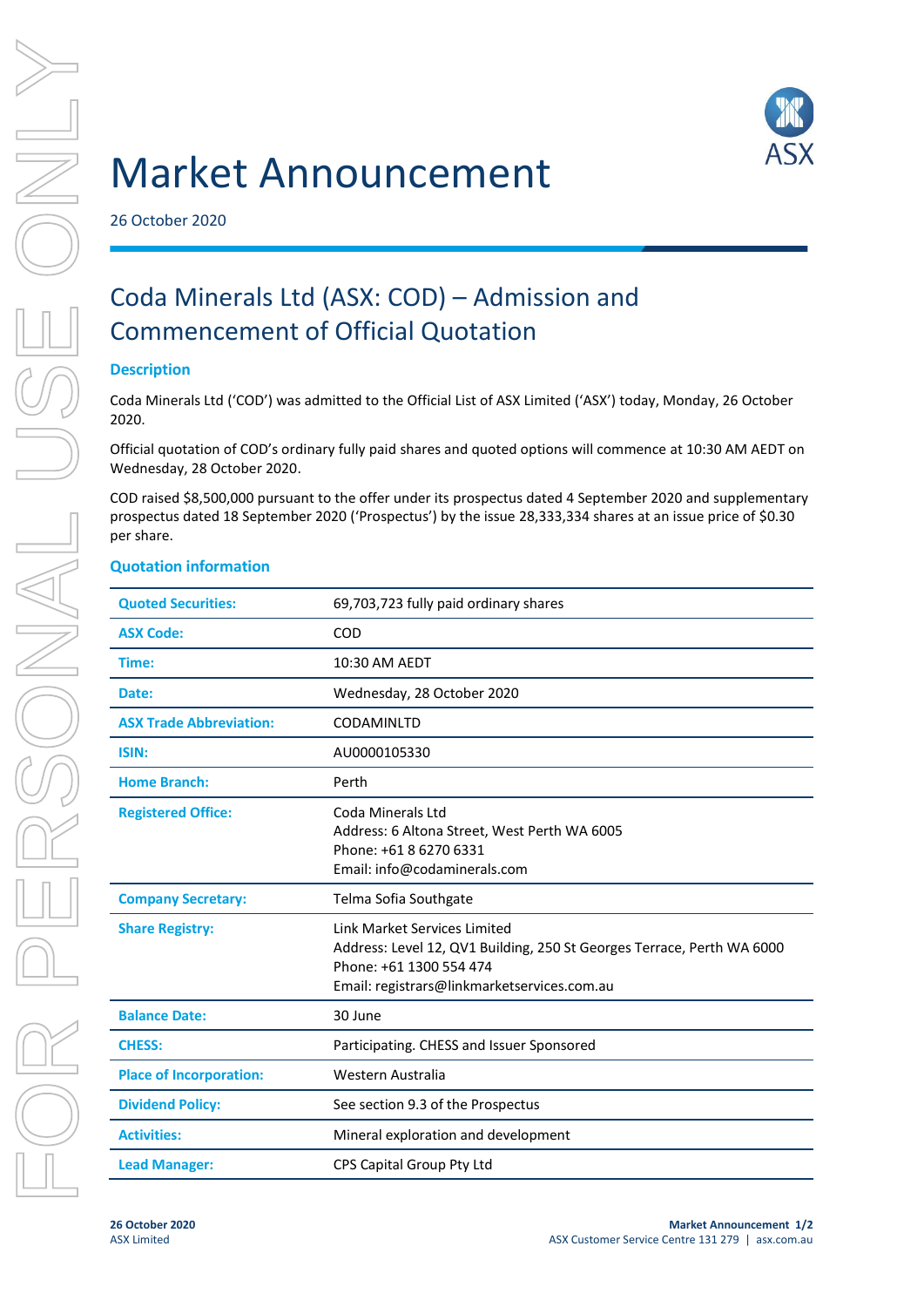# Market Announcement

26 October 2020

## Coda Minerals Ltd (ASX: COD) – Admission and Commencement of Official Quotation

### Description

Coda Minerals Ltd ('COD') was admitted to the Official List of ASX Limited ('ASX') today, Monday, 26 October 2020.

Official quotation of COD's ordinary fully paid shares and quoted options will commence at 10:30 AM AEDT on Wednesday, 28 October 2020.

COD raised $8,500,000 pursuant to the offer under its prospectus dated 4 September 2020 and supplementary prospectus dated 18 September 2020 ('Prospectus') by the issue 28,333,334 shares at an issue price of $0.30 per share.

### Quotation information

| | |
|---|---|
| **Quoted Securities:** | 69,703,723 fully paid ordinary shares |
| **ASX Code:** | COD |
| **Time:** | 10:30 AM AEDT |
| **Date:** | Wednesday, 28 October 2020 |
| **ASX Trade Abbreviation:** | CODAMINLTD |
| **ISIN:** | AU0000105330 |
| **Home Branch:** | Perth |
| **Registered Office:** | Coda Minerals Ltd<br>Address: 6 Altona Street, West Perth WA 6005<br>Phone: +61 8 6270 6331<br>Email: info@codaminerals.com |
| **Company Secretary:** | Telma Sofia Southgate |
| **Share Registry:** | Link Market Services Limited<br>Address: Level 12, QV1 Building, 250 St Georges Terrace, Perth WA 6000<br>Phone: +61 1300 554 474<br>Email: registrars@linkmarketservices.com.au |
| **Balance Date:** | 30 June |
| **CHESS:** | Participating. CHESS and Issuer Sponsored |
| **Place of Incorporation:** | Western Australia |
| **Dividend Policy:** | See section 9.3 of the Prospectus |
| **Activities:** | Mineral exploration and development |
| **Lead Manager:** | CPS Capital Group Pty Ltd |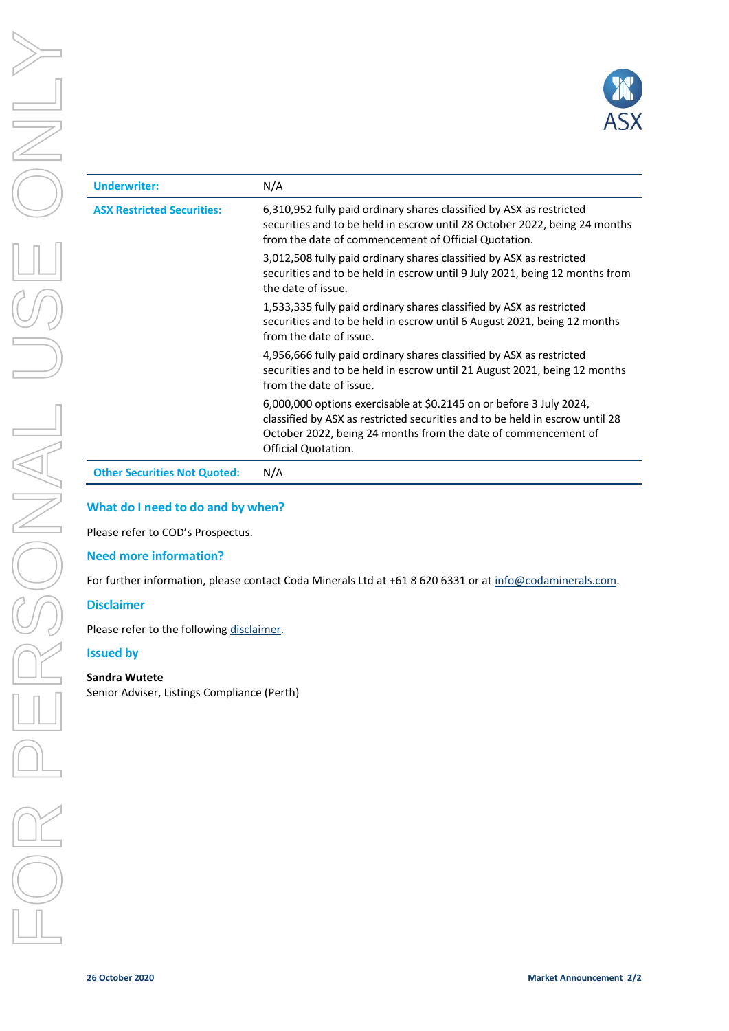| | |
|---|---|
| **Underwriter:** | N/A |
| **ASX Restricted Securities:** | 6,310,952 fully paid ordinary shares classified by ASX as restricted securities and to be held in escrow until 28 October 2022, being 24 months from the date of commencement of Official Quotation.<br><br>3,012,508 fully paid ordinary shares classified by ASX as restricted securities and to be held in escrow until 9 July 2021, being 12 months from the date of issue.<br><br>1,533,335 fully paid ordinary shares classified by ASX as restricted securities and to be held in escrow until 6 August 2021, being 12 months from the date of issue.<br><br>4,956,666 fully paid ordinary shares classified by ASX as restricted securities and to be held in escrow until 21 August 2021, being 12 months from the date of issue.<br><br>6,000,000 options exercisable at $0.2145 on or before 3 July 2024, classified by ASX as restricted securities and to be held in escrow until 28 October 2022, being 24 months from the date of commencement of Official Quotation. |
| **Other Securities Not Quoted:** | N/A |

## What do I need to do and by when?

Please refer to COD's Prospectus.

## Need more information?

For further information, please contact Coda Minerals Ltd at +61 8 620 6331 or at info@codaminerals.com.

## Disclaimer

Please refer to the following disclaimer.

## Issued by

**Sandra Wutete**
Senior Adviser, Listings Compliance (Perth)

**26 October 2020**